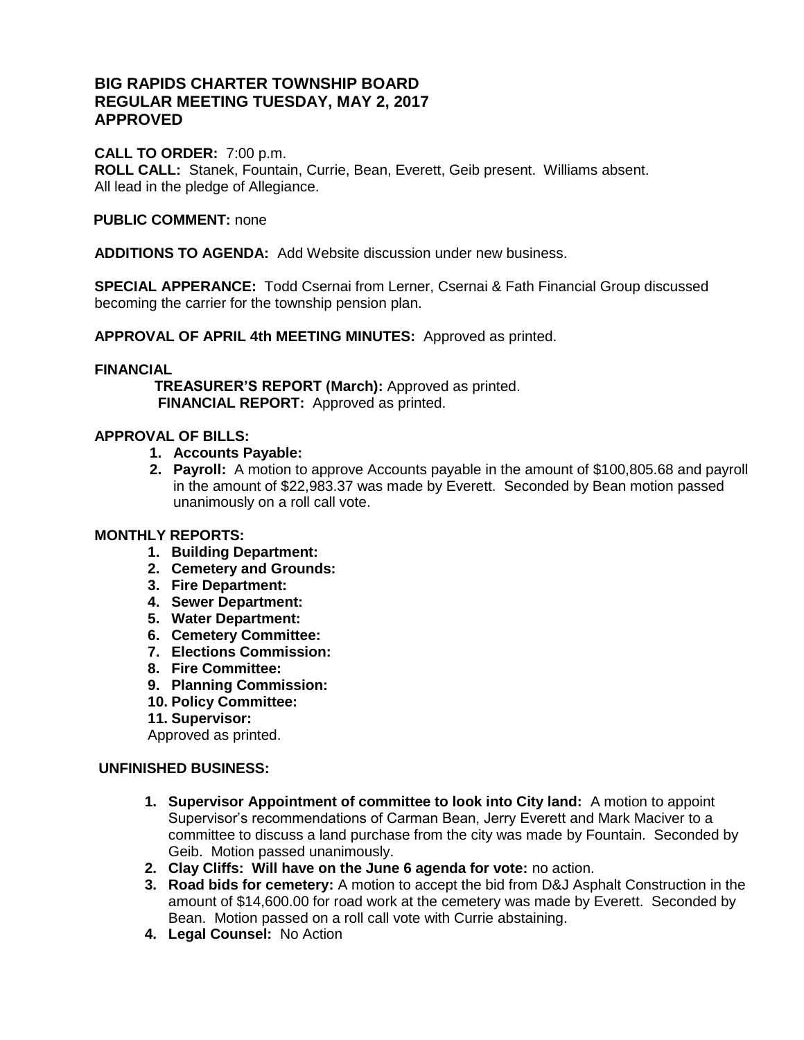# BIG RAPIDS CHARTER TOWNSHIP BOARD
# REGULAR MEETING TUESDAY, MAY 2, 2017
# APPROVED

**CALL TO ORDER:** 7:00 p.m.
**ROLL CALL:** Stanek, Fountain, Currie, Bean, Everett, Geib present. Williams absent.
All lead in the pledge of Allegiance.

**PUBLIC COMMENT:** none

**ADDITIONS TO AGENDA:** Add Website discussion under new business.

**SPECIAL APPERANCE:** Todd Csernai from Lerner, Csernai & Fath Financial Group discussed becoming the carrier for the township pension plan.

**APPROVAL OF APRIL 4th MEETING MINUTES:** Approved as printed.

**FINANCIAL**

**TREASURER'S REPORT (March):** Approved as printed.
**FINANCIAL REPORT:** Approved as printed.

**APPROVAL OF BILLS:**

1. **Accounts Payable:**
2. **Payroll:** A motion to approve Accounts payable in the amount of $100,805.68 and payroll in the amount of $22,983.37 was made by Everett. Seconded by Bean motion passed unanimously on a roll call vote.

**MONTHLY REPORTS:**

1. **Building Department:**
2. **Cemetery and Grounds:**
3. **Fire Department:**
4. **Sewer Department:**
5. **Water Department:**
6. **Cemetery Committee:**
7. **Elections Commission:**
8. **Fire Committee:**
9. **Planning Commission:**
10. **Policy Committee:**
11. **Supervisor:**

Approved as printed.

**UNFINISHED BUSINESS:**

1. **Supervisor Appointment of committee to look into City land:** A motion to appoint Supervisor's recommendations of Carman Bean, Jerry Everett and Mark Maciver to a committee to discuss a land purchase from the city was made by Fountain. Seconded by Geib. Motion passed unanimously.
2. **Clay Cliffs: Will have on the June 6 agenda for vote:** no action.
3. **Road bids for cemetery:** A motion to accept the bid from D&J Asphalt Construction in the amount of $14,600.00 for road work at the cemetery was made by Everett. Seconded by Bean. Motion passed on a roll call vote with Currie abstaining.
4. **Legal Counsel:** No Action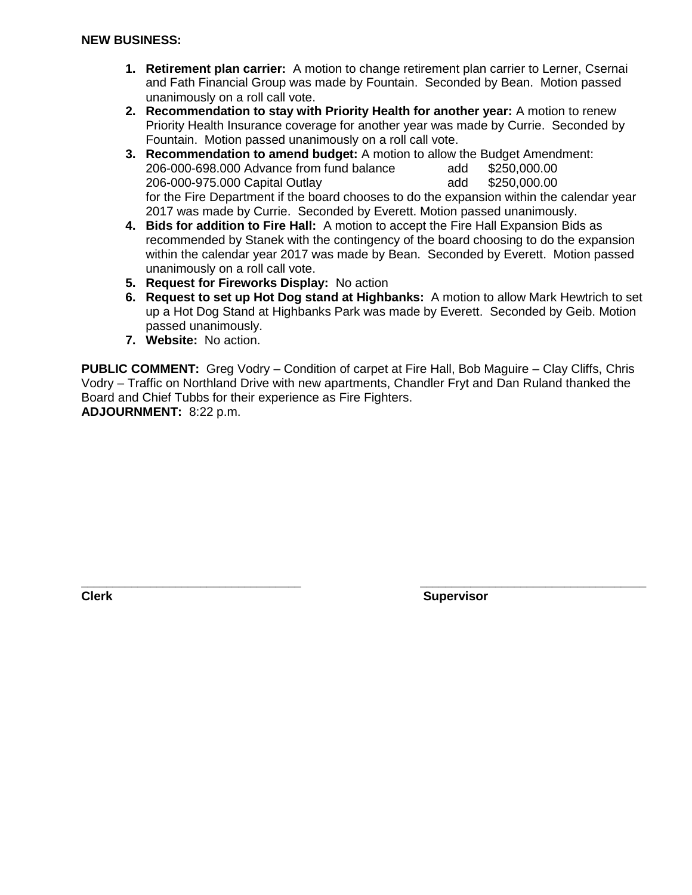**NEW BUSINESS:**

1. **Retirement plan carrier:** A motion to change retirement plan carrier to Lerner, Csernai and Fath Financial Group was made by Fountain. Seconded by Bean. Motion passed unanimously on a roll call vote.
2. **Recommendation to stay with Priority Health for another year:** A motion to renew Priority Health Insurance coverage for another year was made by Currie. Seconded by Fountain. Motion passed unanimously on a roll call vote.
3. **Recommendation to amend budget:** A motion to allow the Budget Amendment:
   206-000-698.000 Advance from fund balance add $250,000.00
   206-000-975.000 Capital Outlay add $250,000.00
   for the Fire Department if the board chooses to do the expansion within the calendar year 2017 was made by Currie. Seconded by Everett. Motion passed unanimously.
4. **Bids for addition to Fire Hall:** A motion to accept the Fire Hall Expansion Bids as recommended by Stanek with the contingency of the board choosing to do the expansion within the calendar year 2017 was made by Bean. Seconded by Everett. Motion passed unanimously on a roll call vote.
5. **Request for Fireworks Display:** No action
6. **Request to set up Hot Dog stand at Highbanks:** A motion to allow Mark Hewtrich to set up a Hot Dog Stand at Highbanks Park was made by Everett. Seconded by Geib. Motion passed unanimously.
7. **Website:** No action.

**PUBLIC COMMENT:** Greg Vodry – Condition of carpet at Fire Hall, Bob Maguire – Clay Cliffs, Chris Vodry – Traffic on Northland Drive with new apartments, Chandler Fryt and Dan Ruland thanked the Board and Chief Tubbs for their experience as Fire Fighters.

**ADJOURNMENT:** 8:22 p.m.

\_\_\_\_\_\_\_\_\_\_\_\_\_\_\_\_\_\_\_\_\_\_\_\_\_\_\_\_\_\_\_\_ \_\_\_\_\_\_\_\_\_\_\_\_\_\_\_\_\_\_\_\_\_\_\_\_\_\_\_\_\_\_\_\_

**Clerk** **Supervisor**